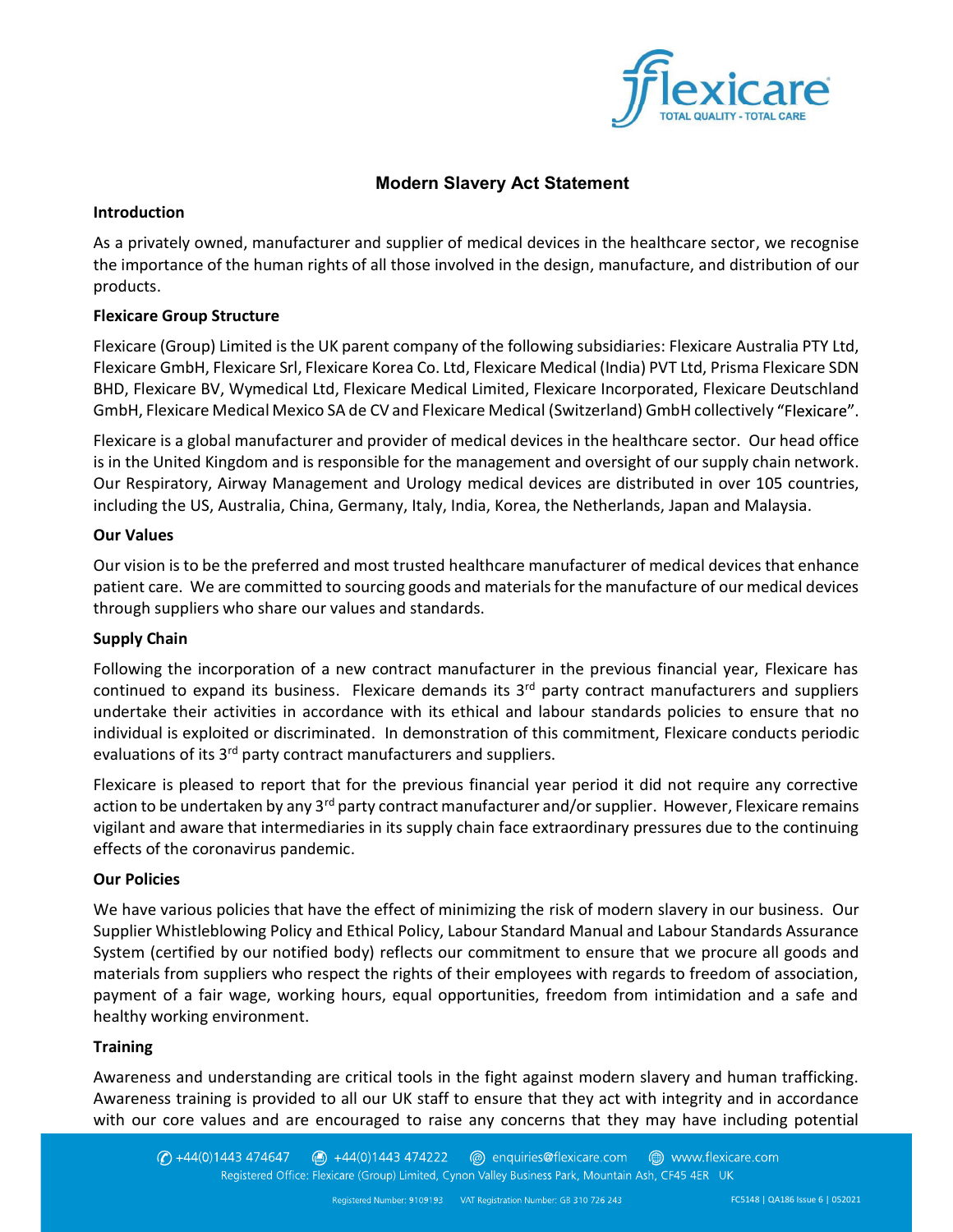# Modern Slavery Act Statement

## Introduction

As a privately owned, manufacturer and supplier of medical devices in the healthcare sector, we recognise the importance of the human rights of all those involved in the design, manufacture, and distribution of our products.

## Flexicare Group Structure

Flexicare (Group) Limited is the UK parent company of the following subsidiaries: Flexicare Australia PTY Ltd, Flexicare GmbH, Flexicare Srl, Flexicare Korea Co. Ltd, Flexicare Medical (India) PVT Ltd, Prisma Flexicare SDN BHD, Flexicare BV, Wymedical Ltd, Flexicare Medical Limited, Flexicare Incorporated, Flexicare Deutschland GmbH, Flexicare Medical Mexico SA de CV and Flexicare Medical (Switzerland) GmbH collectively "Flexicare".

Flexicare is a global manufacturer and provider of medical devices in the healthcare sector. Our head office is in the United Kingdom and is responsible for the management and oversight of our supply chain network. Our Respiratory, Airway Management and Urology medical devices are distributed in over 105 countries, including the US, Australia, China, Germany, Italy, India, Korea, the Netherlands, Japan and Malaysia.

## Our Values

Our vision is to be the preferred and most trusted healthcare manufacturer of medical devices that enhance patient care. We are committed to sourcing goods and materials for the manufacture of our medical devices through suppliers who share our values and standards.

## Supply Chain

Following the incorporation of a new contract manufacturer in the previous financial year, Flexicare has continued to expand its business. Flexicare demands its 3rd party contract manufacturers and suppliers undertake their activities in accordance with its ethical and labour standards policies to ensure that no individual is exploited or discriminated. In demonstration of this commitment, Flexicare conducts periodic evaluations of its 3rd party contract manufacturers and suppliers.

Flexicare is pleased to report that for the previous financial year period it did not require any corrective action to be undertaken by any 3rd party contract manufacturer and/or supplier. However, Flexicare remains vigilant and aware that intermediaries in its supply chain face extraordinary pressures due to the continuing effects of the coronavirus pandemic.

## Our Policies

We have various policies that have the effect of minimizing the risk of modern slavery in our business. Our Supplier Whistleblowing Policy and Ethical Policy, Labour Standard Manual and Labour Standards Assurance System (certified by our notified body) reflects our commitment to ensure that we procure all goods and materials from suppliers who respect the rights of their employees with regards to freedom of association, payment of a fair wage, working hours, equal opportunities, freedom from intimidation and a safe and healthy working environment.

## Training

Awareness and understanding are critical tools in the fight against modern slavery and human trafficking. Awareness training is provided to all our UK staff to ensure that they act with integrity and in accordance with our core values and are encouraged to raise any concerns that they may have including potential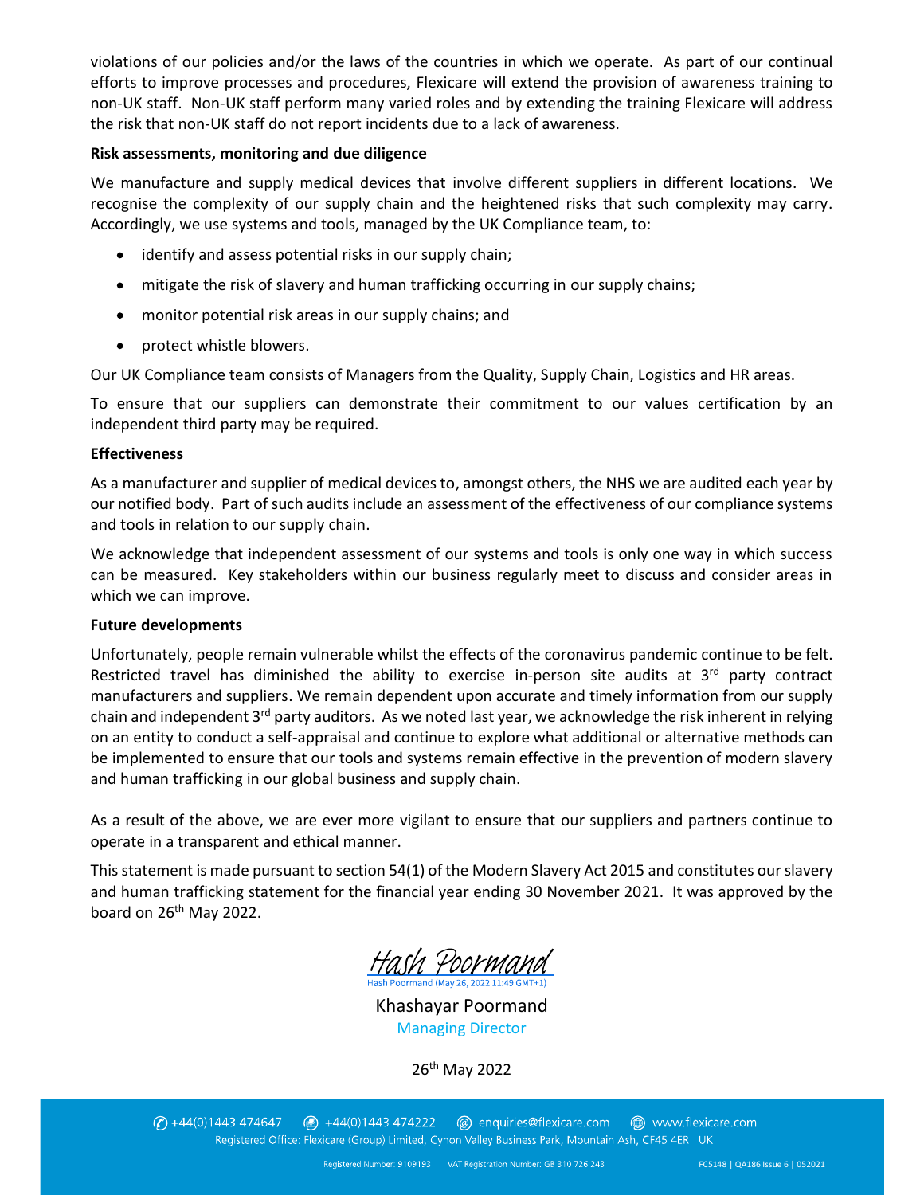violations of our policies and/or the laws of the countries in which we operate. As part of our continual efforts to improve processes and procedures, Flexicare will extend the provision of awareness training to non-UK staff. Non-UK staff perform many varied roles and by extending the training Flexicare will address the risk that non-UK staff do not report incidents due to a lack of awareness.

**Risk assessments, monitoring and due diligence**

We manufacture and supply medical devices that involve different suppliers in different locations. We recognise the complexity of our supply chain and the heightened risks that such complexity may carry. Accordingly, we use systems and tools, managed by the UK Compliance team, to:

- identify and assess potential risks in our supply chain;
- mitigate the risk of slavery and human trafficking occurring in our supply chains;
- monitor potential risk areas in our supply chains; and
- protect whistle blowers.

Our UK Compliance team consists of Managers from the Quality, Supply Chain, Logistics and HR areas.

To ensure that our suppliers can demonstrate their commitment to our values certification by an independent third party may be required.

**Effectiveness**

As a manufacturer and supplier of medical devices to, amongst others, the NHS we are audited each year by our notified body. Part of such audits include an assessment of the effectiveness of our compliance systems and tools in relation to our supply chain.

We acknowledge that independent assessment of our systems and tools is only one way in which success can be measured. Key stakeholders within our business regularly meet to discuss and consider areas in which we can improve.

**Future developments**

Unfortunately, people remain vulnerable whilst the effects of the coronavirus pandemic continue to be felt. Restricted travel has diminished the ability to exercise in-person site audits at 3rd party contract manufacturers and suppliers. We remain dependent upon accurate and timely information from our supply chain and independent 3rd party auditors. As we noted last year, we acknowledge the risk inherent in relying on an entity to conduct a self-appraisal and continue to explore what additional or alternative methods can be implemented to ensure that our tools and systems remain effective in the prevention of modern slavery and human trafficking in our global business and supply chain.

As a result of the above, we are ever more vigilant to ensure that our suppliers and partners continue to operate in a transparent and ethical manner.

This statement is made pursuant to section 54(1) of the Modern Slavery Act 2015 and constitutes our slavery and human trafficking statement for the financial year ending 30 November 2021. It was approved by the board on 26th May 2022.

Hash Poormand
Hash Poormand (May 26, 2022 11:49 GMT+1)

Khashayar Poormand
Managing Director

26th May 2022

+44(0)1443 474647 +44(0)1443 474222 enquiries@flexicare.com www.flexicare.com
Registered Office: Flexicare (Group) Limited, Cynon Valley Business Park, Mountain Ash, CF45 4ER UK

Registered Number: 9109193 VAT Registration Number: GB 310 726 243 FC5148 | QA186 Issue 6 | 052021